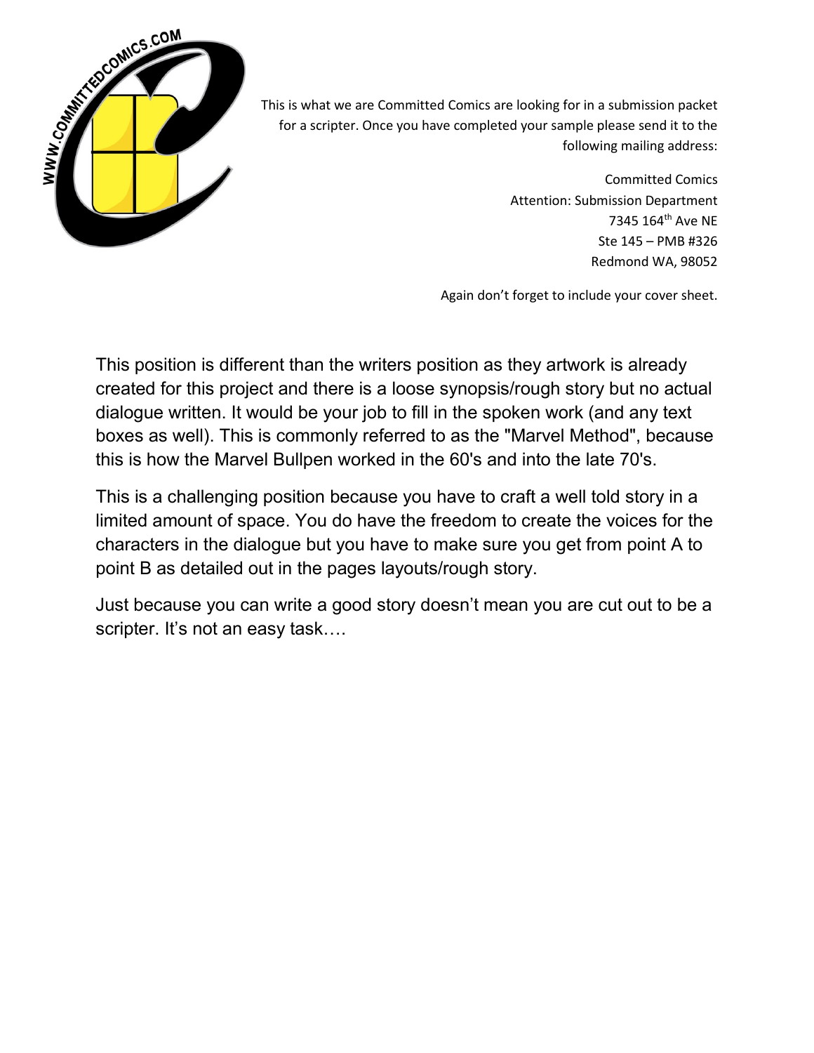This is what we are Committed Comics are looking for in a submission packet for a scripter. Once you have completed your sample please send it to the following mailing address:

Committed Comics
Attention: Submission Department
7345 164th Ave NE
Ste 145 – PMB #326
Redmond WA, 98052

Again don't forget to include your cover sheet.

This position is different than the writers position as they artwork is already created for this project and there is a loose synopsis/rough story but no actual dialogue written. It would be your job to fill in the spoken work (and any text boxes as well). This is commonly referred to as the "Marvel Method", because this is how the Marvel Bullpen worked in the 60's and into the late 70's.

This is a challenging position because you have to craft a well told story in a limited amount of space. You do have the freedom to create the voices for the characters in the dialogue but you have to make sure you get from point A to point B as detailed out in the pages layouts/rough story.

Just because you can write a good story doesn't mean you are cut out to be a scripter. It's not an easy task….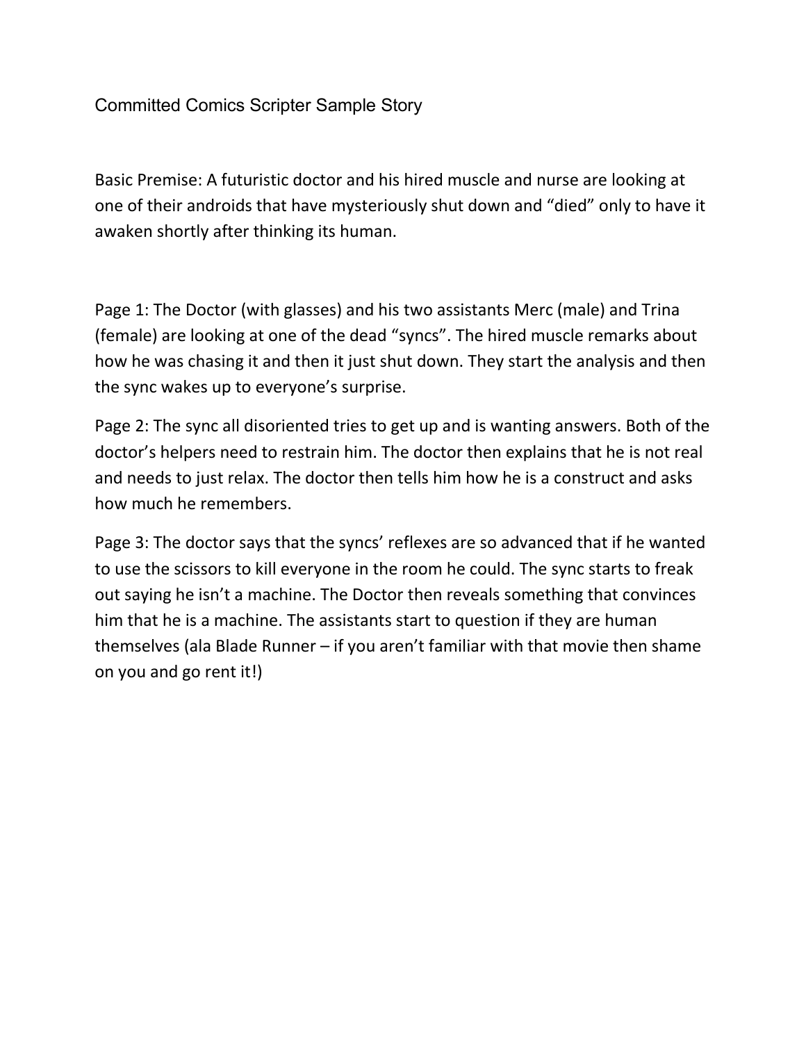Committed Comics Scripter Sample Story

Basic Premise: A futuristic doctor and his hired muscle and nurse are looking at one of their androids that have mysteriously shut down and "died" only to have it awaken shortly after thinking its human.

Page 1: The Doctor (with glasses) and his two assistants Merc (male) and Trina (female) are looking at one of the dead "syncs". The hired muscle remarks about how he was chasing it and then it just shut down. They start the analysis and then the sync wakes up to everyone's surprise.

Page 2: The sync all disoriented tries to get up and is wanting answers. Both of the doctor's helpers need to restrain him. The doctor then explains that he is not real and needs to just relax. The doctor then tells him how he is a construct and asks how much he remembers.

Page 3: The doctor says that the syncs' reflexes are so advanced that if he wanted to use the scissors to kill everyone in the room he could. The sync starts to freak out saying he isn't a machine. The Doctor then reveals something that convinces him that he is a machine. The assistants start to question if they are human themselves (ala Blade Runner – if you aren't familiar with that movie then shame on you and go rent it!)